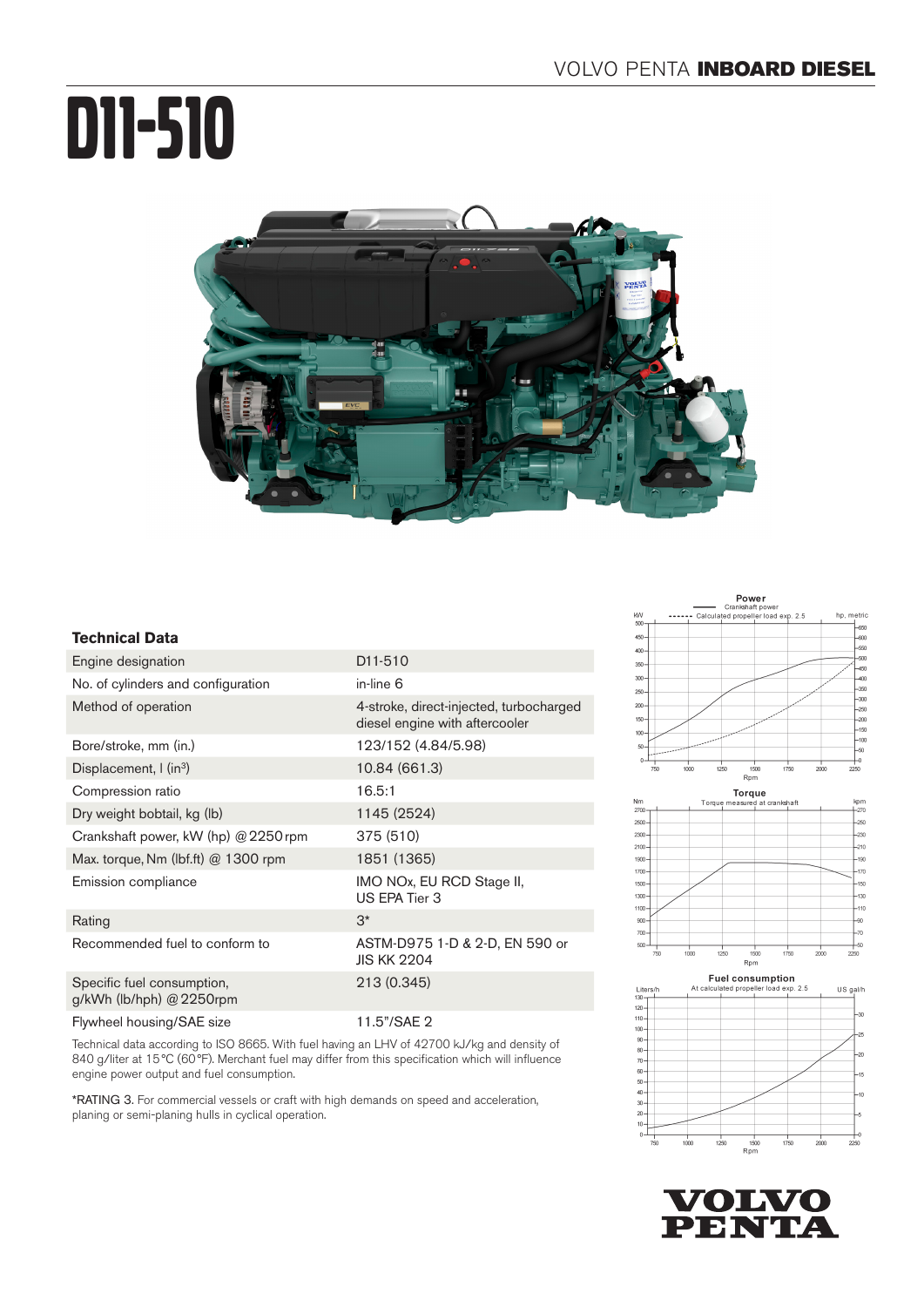# D11-510

## Technical Data

| | |
|---|---|
| Engine designation | D11-510 |
| No. of cylinders and configuration | in-line 6 |
| Method of operation | 4-stroke, direct-injected, turbocharged diesel engine with aftercooler |
| Bore/stroke, mm (in.) | 123/152 (4.84/5.98) |
| Displacement, l (in$^3$) | 10.84 (661.3) |
| Compression ratio | 16.5:1 |
| Dry weight bobtail, kg (lb) | 1145 (2524) |
| Crankshaft power, kW (hp) @ 2250 rpm | 375 (510) |
| Max. torque, Nm (lbf.ft) @ 1300 rpm | 1851 (1365) |
| Emission compliance | IMO NOx, EU RCD Stage II, US EPA Tier 3 |
| Rating | 3* |
| Recommended fuel to conform to | ASTM-D975 1-D & 2-D, EN 590 or JIS KK 2204 |
| Specific fuel consumption, g/kWh (lb/hph) @ 2250rpm | 213 (0.345) |
| Flywheel housing/SAE size | 11.5"/SAE 2 |

Technical data according to ISO 8665. With fuel having an LHV of 42700 kJ/kg and density of 840 g/liter at 15°C (60°F). Merchant fuel may differ from this specification which will influence engine power output and fuel consumption.

*RATING 3. For commercial vessels or craft with high demands on speed and acceleration, planing or semi-planing hulls in cyclical operation.

**Power**
Crankshaft power
Calculated propeller load exp. 2.5

**Torque**
Torque measured at crankshaft

**Fuel consumption**
At calculated propeller load exp. 2.5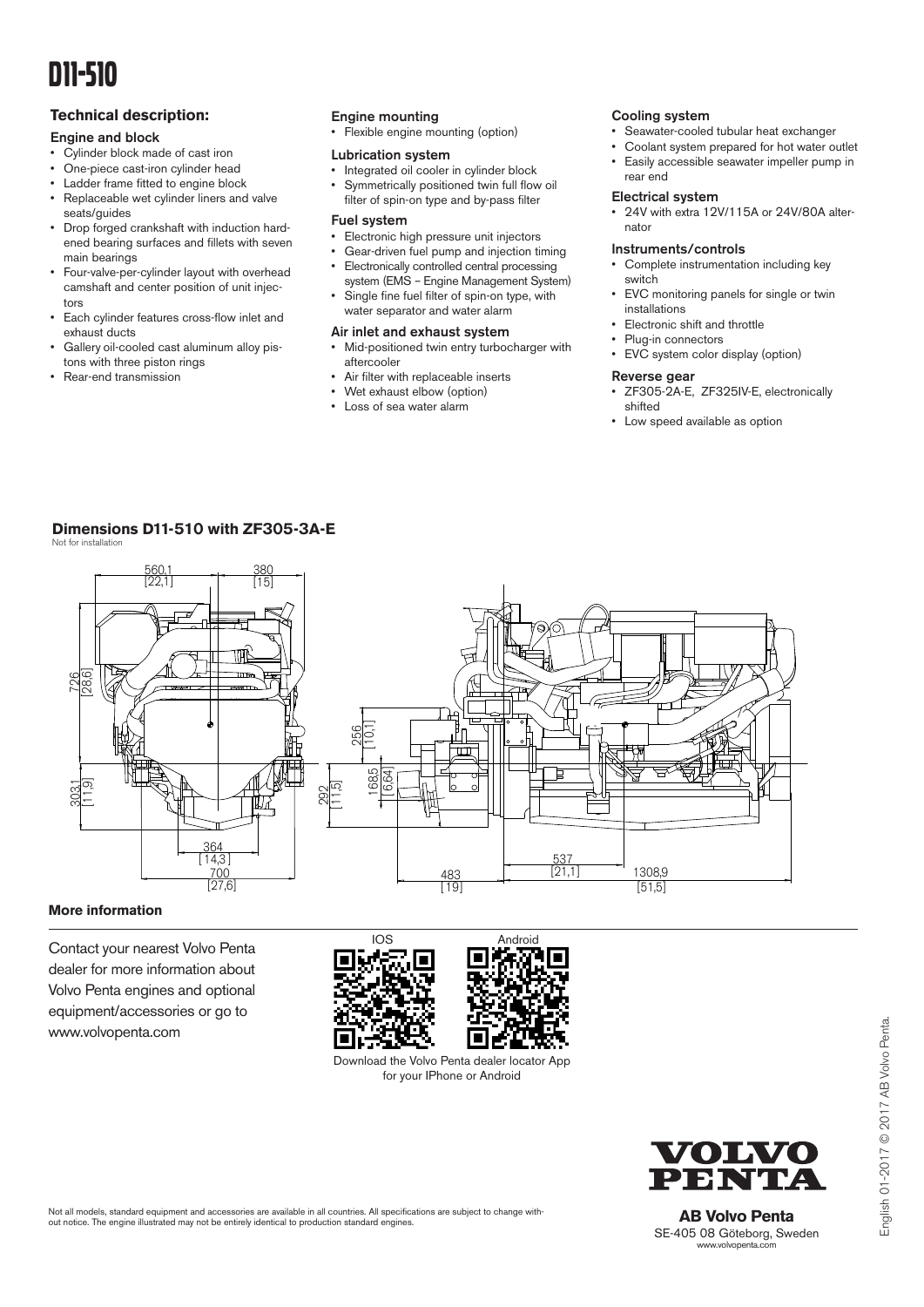# D11-510

## Technical description:

### Engine and block
- Cylinder block made of cast iron
- One-piece cast-iron cylinder head
- Ladder frame fitted to engine block
- Replaceable wet cylinder liners and valve seats/guides
- Drop forged crankshaft with induction hardened bearing surfaces and fillets with seven main bearings
- Four-valve-per-cylinder layout with overhead camshaft and center position of unit injectors
- Each cylinder features cross-flow inlet and exhaust ducts
- Gallery oil-cooled cast aluminum alloy pistons with three piston rings
- Rear-end transmission

### Engine mounting
- Flexible engine mounting (option)

### Lubrication system
- Integrated oil cooler in cylinder block
- Symmetrically positioned twin full flow oil filter of spin-on type and by-pass filter

### Fuel system
- Electronic high pressure unit injectors
- Gear-driven fuel pump and injection timing
- Electronically controlled central processing system (EMS – Engine Management System)
- Single fine fuel filter of spin-on type, with water separator and water alarm

### Air inlet and exhaust system
- Mid-positioned twin entry turbocharger with aftercooler
- Air filter with replaceable inserts
- Wet exhaust elbow (option)
- Loss of sea water alarm

### Cooling system
- Seawater-cooled tubular heat exchanger
- Coolant system prepared for hot water outlet
- Easily accessible seawater impeller pump in rear end

### Electrical system
- 24V with extra 12V/115A or 24V/80A alternator

### Instruments/controls
- Complete instrumentation including key switch
- EVC monitoring panels for single or twin installations
- Electronic shift and throttle
- Plug-in connectors
- EVC system color display (option)

### Reverse gear
- ZF305-2A-E, ZF325IV-E, electronically shifted
- Low speed available as option

## Dimensions D11-510 with ZF305-3A-E

Not for installation

560,1 [22,1]
380 [15]
726 [28,6]
303,1 [11,9]
364 [14,3]
700 [27,6]
256 [10,1]
292 [11,5]
168,5 [6,64]
483 [19]
537 [21,1]
1308,9 [51,5]

### More information

Contact your nearest Volvo Penta dealer for more information about Volvo Penta engines and optional equipment/accessories or go to www.volvopenta.com

IOS

Android

Download the Volvo Penta dealer locator App for your IPhone or Android

Not all models, standard equipment and accessories are available in all countries. All specifications are subject to change without notice. The engine illustrated may not be entirely identical to production standard engines.

**AB Volvo Penta**
SE-405 08 Göteborg, Sweden
www.volvopenta.com

English 01-2017 © 2017 AB Volvo Penta.